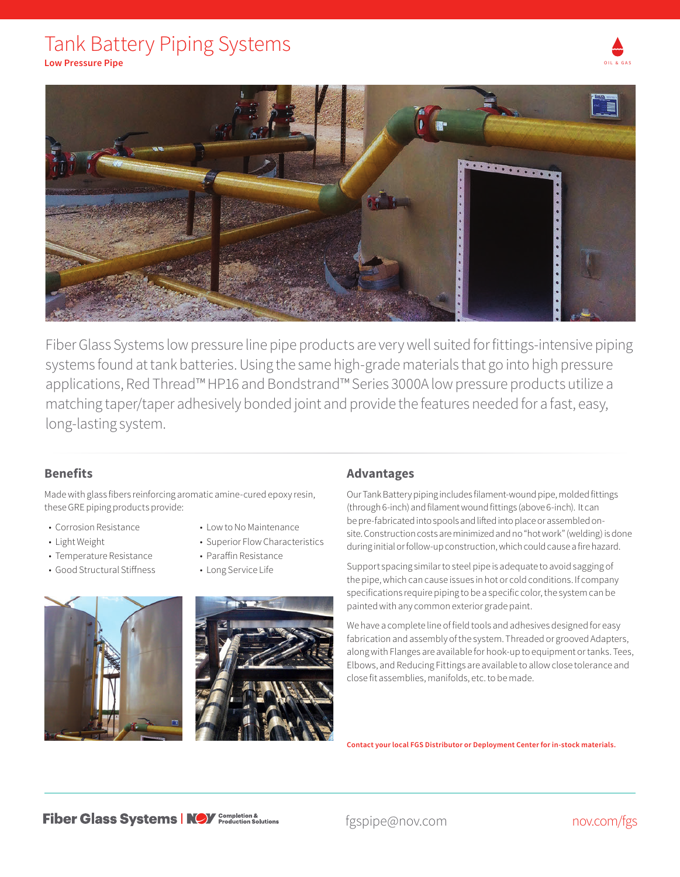# Tank Battery Piping Systems

**Low Pressure Pipe**

Fiber Glass Systems low pressure line pipe products are very well suited for fittings-intensive piping systems found at tank batteries. Using the same high-grade materials that go into high pressure applications, Red Thread™ HP16 and Bondstrand™ Series 3000A low pressure products utilize a matching taper/taper adhesively bonded joint and provide the features needed for a fast, easy, long-lasting system.

## Benefits

Made with glass fibers reinforcing aromatic amine-cured epoxy resin, these GRE piping products provide:

- Corrosion Resistance
- Light Weight
- Temperature Resistance
- Good Structural Stiffness
- Low to No Maintenance
- Superior Flow Characteristics
- Paraffin Resistance
- Long Service Life

## Advantages

Our Tank Battery piping includes filament-wound pipe, molded fittings (through 6-inch) and filament wound fittings (above 6-inch). It can be pre-fabricated into spools and lifted into place or assembled on-site. Construction costs are minimized and no "hot work" (welding) is done during initial or follow-up construction, which could cause a fire hazard.

Support spacing similar to steel pipe is adequate to avoid sagging of the pipe, which can cause issues in hot or cold conditions. If company specifications require piping to be a specific color, the system can be painted with any common exterior grade paint.

We have a complete line of field tools and adhesives designed for easy fabrication and assembly of the system. Threaded or grooved Adapters, along with Flanges are available for hook-up to equipment or tanks. Tees, Elbows, and Reducing Fittings are available to allow close tolerance and close fit assemblies, manifolds, etc. to be made.

**Contact your local FGS Distributor or Deployment Center for in-stock materials.**

Fiber Glass Systems | NOV Completion & Production Solutions

fgspipe@nov.com

nov.com/fgs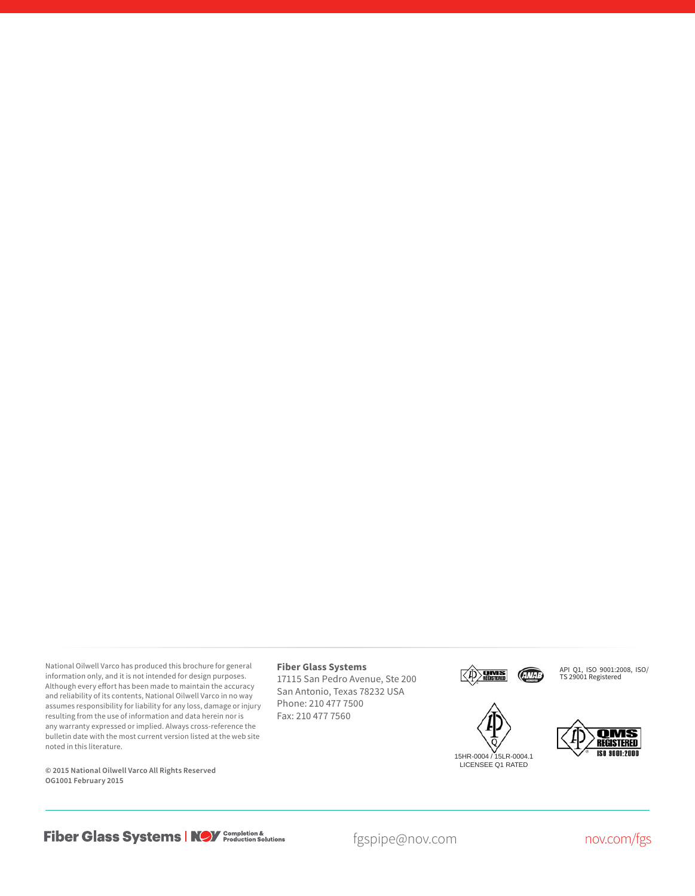National Oilwell Varco has produced this brochure for general information only, and it is not intended for design purposes. Although every effort has been made to maintain the accuracy and reliability of its contents, National Oilwell Varco in no way assumes responsibility for liability for any loss, damage or injury resulting from the use of information and data herein nor is any warranty expressed or implied. Always cross-reference the bulletin date with the most current version listed at the web site noted in this literature.

**© 2015 National Oilwell Varco All Rights Reserved**
**OG1001 February 2015**

**Fiber Glass Systems**
17115 San Pedro Avenue, Ste 200
San Antonio, Texas 78232 USA
Phone: 210 477 7500
Fax: 210 477 7560

API Q1, ISO 9001:2008, ISO/TS 29001 Registered

15HR-0004 / 15LR-0004.1
LICENSEE Q1 RATED

Fiber Glass Systems | NOV Completion & Production Solutions

fgspipe@nov.com

nov.com/fgs